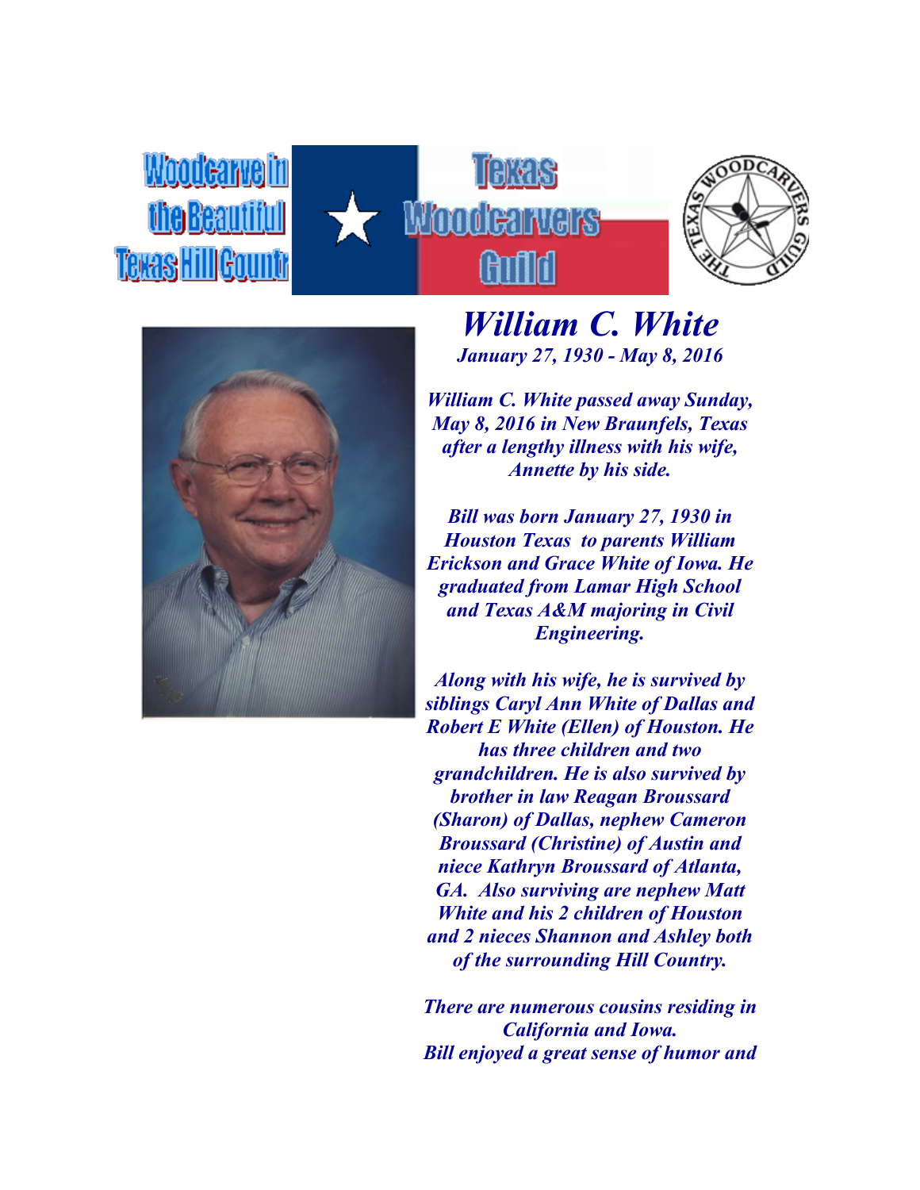Woodcarve in the Beautiful Texas Hill Countr

Texas Woodcarvers Guild

THE TEXAS WOODCARVERS GUILD

# *William C. White*

***January 27, 1930 - May 8, 2016***

***William C. White passed away Sunday, May 8, 2016 in New Braunfels, Texas after a lengthy illness with his wife, Annette by his side.***

***Bill was born January 27, 1930 in Houston Texas to parents William Erickson and Grace White of Iowa. He graduated from Lamar High School and Texas A&M majoring in Civil Engineering.***

***Along with his wife, he is survived by siblings Caryl Ann White of Dallas and Robert E White (Ellen) of Houston. He has three children and two grandchildren. He is also survived by brother in law Reagan Broussard (Sharon) of Dallas, nephew Cameron Broussard (Christine) of Austin and niece Kathryn Broussard of Atlanta, GA. Also surviving are nephew Matt White and his 2 children of Houston and 2 nieces Shannon and Ashley both of the surrounding Hill Country.***

***There are numerous cousins residing in California and Iowa.***
***Bill enjoyed a great sense of humor and***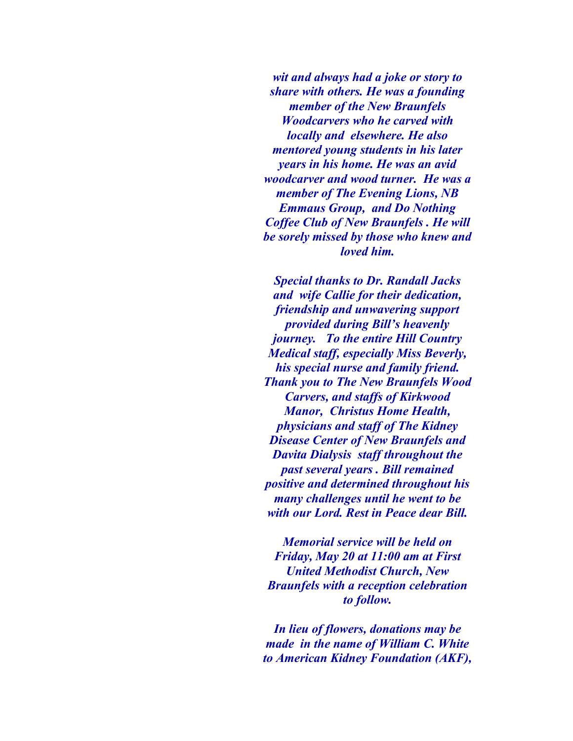*wit and always had a joke or story to share with others. He was a founding member of the New Braunfels Woodcarvers who he carved with locally and elsewhere. He also mentored young students in his later years in his home. He was an avid woodcarver and wood turner. He was a member of The Evening Lions, NB Emmaus Group, and Do Nothing Coffee Club of New Braunfels . He will be sorely missed by those who knew and loved him.*

*Special thanks to Dr. Randall Jacks and wife Callie for their dedication, friendship and unwavering support provided during Bill's heavenly journey. To the entire Hill Country Medical staff, especially Miss Beverly, his special nurse and family friend. Thank you to The New Braunfels Wood Carvers, and staffs of Kirkwood Manor, Christus Home Health, physicians and staff of The Kidney Disease Center of New Braunfels and Davita Dialysis staff throughout the past several years . Bill remained positive and determined throughout his many challenges until he went to be with our Lord. Rest in Peace dear Bill.*

*Memorial service will be held on Friday, May 20 at 11:00 am at First United Methodist Church, New Braunfels with a reception celebration to follow.*

*In lieu of flowers, donations may be made in the name of William C. White to American Kidney Foundation (AKF),*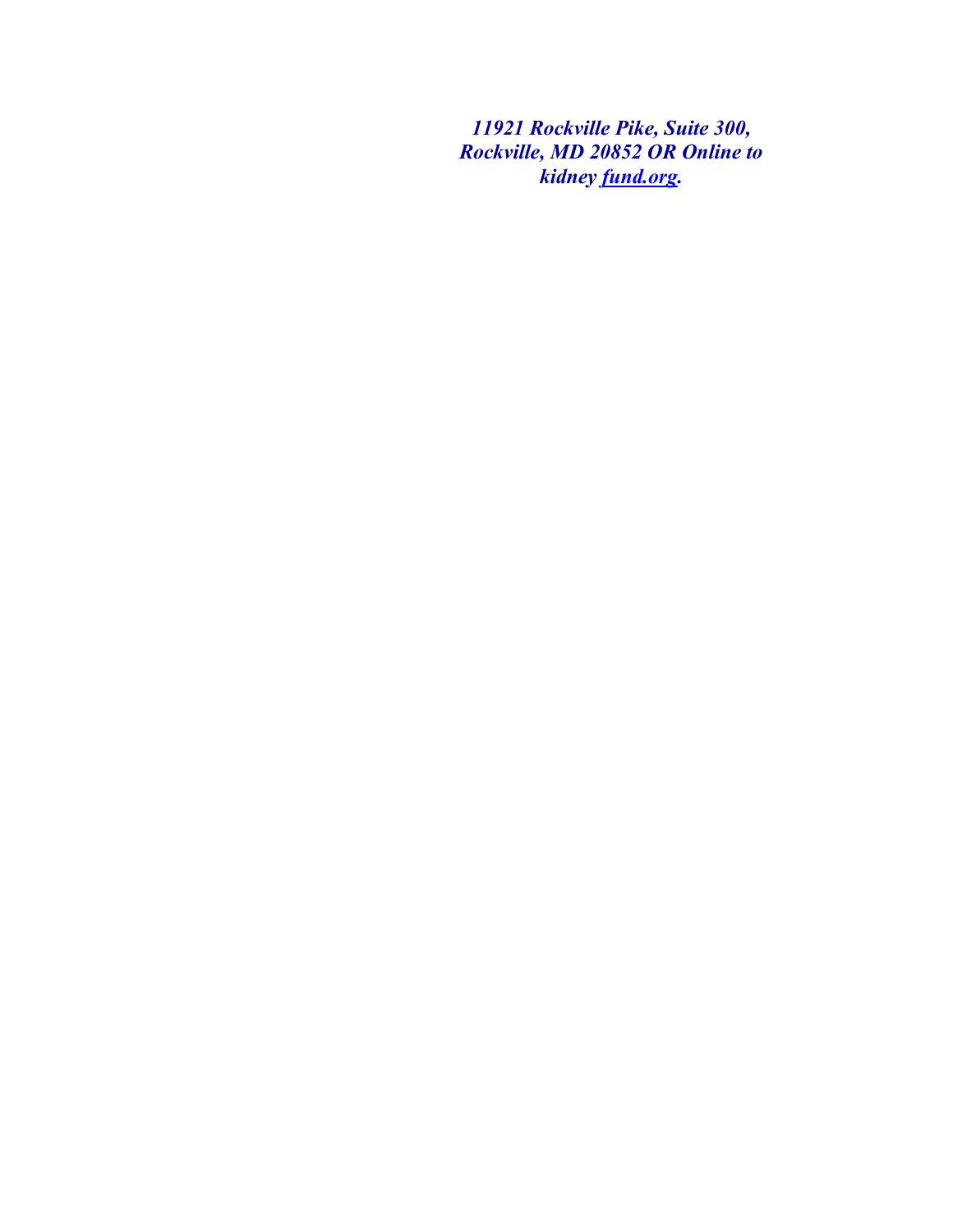*11921 Rockville Pike, Suite 300, Rockville, MD 20852 OR Online to kidney **fund.org**.*